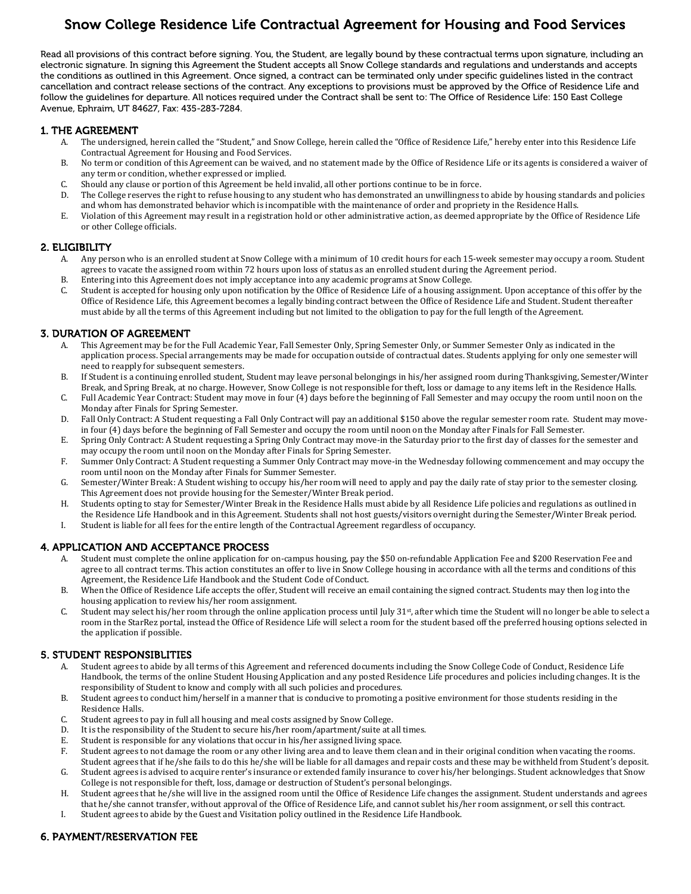# Snow College Residence Life Contractual Agreement for Housing and Food Services

Read all provisions of this contract before signing. You, the Student, are legally bound by these contractual terms upon signature, including an electronic signature. In signing this Agreement the Student accepts all Snow College standards and regulations and understands and accepts the conditions as outlined in this Agreement. Once signed, a contract can be terminated only under specific guidelines listed in the contract cancellation and contract release sections of the contract. Any exceptions to provisions must be approved by the Office of Residence Life and follow the guidelines for departure. All notices required under the Contract shall be sent to: The Office of Residence Life: 150 East College Avenue, Ephraim, UT 84627, Fax: 435-283-7284.

## 1. THE AGREEMENT

A. The undersigned, herein called the "Student," and Snow College, herein called the "Office of Residence Life," hereby enter into this Residence Life Contractual Agreement for Housing and Food Services.

B. No term or condition of this Agreement can be waived, and no statement made by the Office of Residence Life or its agents is considered a waiver of any term or condition, whether expressed or implied.

C. Should any clause or portion of this Agreement be held invalid, all other portions continue to be in force.

D. The College reserves the right to refuse housing to any student who has demonstrated an unwillingness to abide by housing standards and policies and whom has demonstrated behavior which is incompatible with the maintenance of order and propriety in the Residence Halls.

E. Violation of this Agreement may result in a registration hold or other administrative action, as deemed appropriate by the Office of Residence Life or other College officials.

## 2. ELIGIBILITY

A. Any person who is an enrolled student at Snow College with a minimum of 10 credit hours for each 15-week semester may occupy a room. Student agrees to vacate the assigned room within 72 hours upon loss of status as an enrolled student during the Agreement period.

B. Entering into this Agreement does not imply acceptance into any academic programs at Snow College.

C. Student is accepted for housing only upon notification by the Office of Residence Life of a housing assignment. Upon acceptance of this offer by the Office of Residence Life, this Agreement becomes a legally binding contract between the Office of Residence Life and Student. Student thereafter must abide by all the terms of this Agreement including but not limited to the obligation to pay for the full length of the Agreement.

## 3. DURATION OF AGREEMENT

A. This Agreement may be for the Full Academic Year, Fall Semester Only, Spring Semester Only, or Summer Semester Only as indicated in the application process. Special arrangements may be made for occupation outside of contractual dates. Students applying for only one semester will need to reapply for subsequent semesters.

B. If Student is a continuing enrolled student, Student may leave personal belongings in his/her assigned room during Thanksgiving, Semester/Winter Break, and Spring Break, at no charge. However, Snow College is not responsible for theft, loss or damage to any items left in the Residence Halls.

C. Full Academic Year Contract: Student may move in four (4) days before the beginning of Fall Semester and may occupy the room until noon on the Monday after Finals for Spring Semester.

D. Fall Only Contract: A Student requesting a Fall Only Contract will pay an additional $150 above the regular semester room rate. Student may move-in four (4) days before the beginning of Fall Semester and occupy the room until noon on the Monday after Finals for Fall Semester.

E. Spring Only Contract: A Student requesting a Spring Only Contract may move-in the Saturday prior to the first day of classes for the semester and may occupy the room until noon on the Monday after Finals for Spring Semester.

F. Summer Only Contract: A Student requesting a Summer Only Contract may move-in the Wednesday following commencement and may occupy the room until noon on the Monday after Finals for Summer Semester.

G. Semester/Winter Break: A Student wishing to occupy his/her room will need to apply and pay the daily rate of stay prior to the semester closing. This Agreement does not provide housing for the Semester/Winter Break period.

H. Students opting to stay for Semester/Winter Break in the Residence Halls must abide by all Residence Life policies and regulations as outlined in the Residence Life Handbook and in this Agreement. Students shall not host guests/visitors overnight during the Semester/Winter Break period.

I. Student is liable for all fees for the entire length of the Contractual Agreement regardless of occupancy.

## 4. APPLICATION AND ACCEPTANCE PROCESS

A. Student must complete the online application for on-campus housing, pay the $50 on-refundable Application Fee and $200 Reservation Fee and agree to all contract terms. This action constitutes an offer to live in Snow College housing in accordance with all the terms and conditions of this Agreement, the Residence Life Handbook and the Student Code of Conduct.

B. When the Office of Residence Life accepts the offer, Student will receive an email containing the signed contract. Students may then log into the housing application to review his/her room assignment.

C. Student may select his/her room through the online application process until July 31st, after which time the Student will no longer be able to select a room in the StarRez portal, instead the Office of Residence Life will select a room for the student based off the preferred housing options selected in the application if possible.

## 5. STUDENT RESPONSIBLITIES

A. Student agrees to abide by all terms of this Agreement and referenced documents including the Snow College Code of Conduct, Residence Life Handbook, the terms of the online Student Housing Application and any posted Residence Life procedures and policies including changes. It is the responsibility of Student to know and comply with all such policies and procedures.

B. Student agrees to conduct him/herself in a manner that is conducive to promoting a positive environment for those students residing in the Residence Halls.

C. Student agrees to pay in full all housing and meal costs assigned by Snow College.

D. It is the responsibility of the Student to secure his/her room/apartment/suite at all times.

E. Student is responsible for any violations that occur in his/her assigned living space.

F. Student agrees to not damage the room or any other living area and to leave them clean and in their original condition when vacating the rooms. Student agrees that if he/she fails to do this he/she will be liable for all damages and repair costs and these may be withheld from Student's deposit.

G. Student agrees is advised to acquire renter's insurance or extended family insurance to cover his/her belongings. Student acknowledges that Snow College is not responsible for theft, loss, damage or destruction of Student's personal belongings.

H. Student agrees that he/she will live in the assigned room until the Office of Residence Life changes the assignment. Student understands and agrees that he/she cannot transfer, without approval of the Office of Residence Life, and cannot sublet his/her room assignment, or sell this contract.

I. Student agrees to abide by the Guest and Visitation policy outlined in the Residence Life Handbook.

## 6. PAYMENT/RESERVATION FEE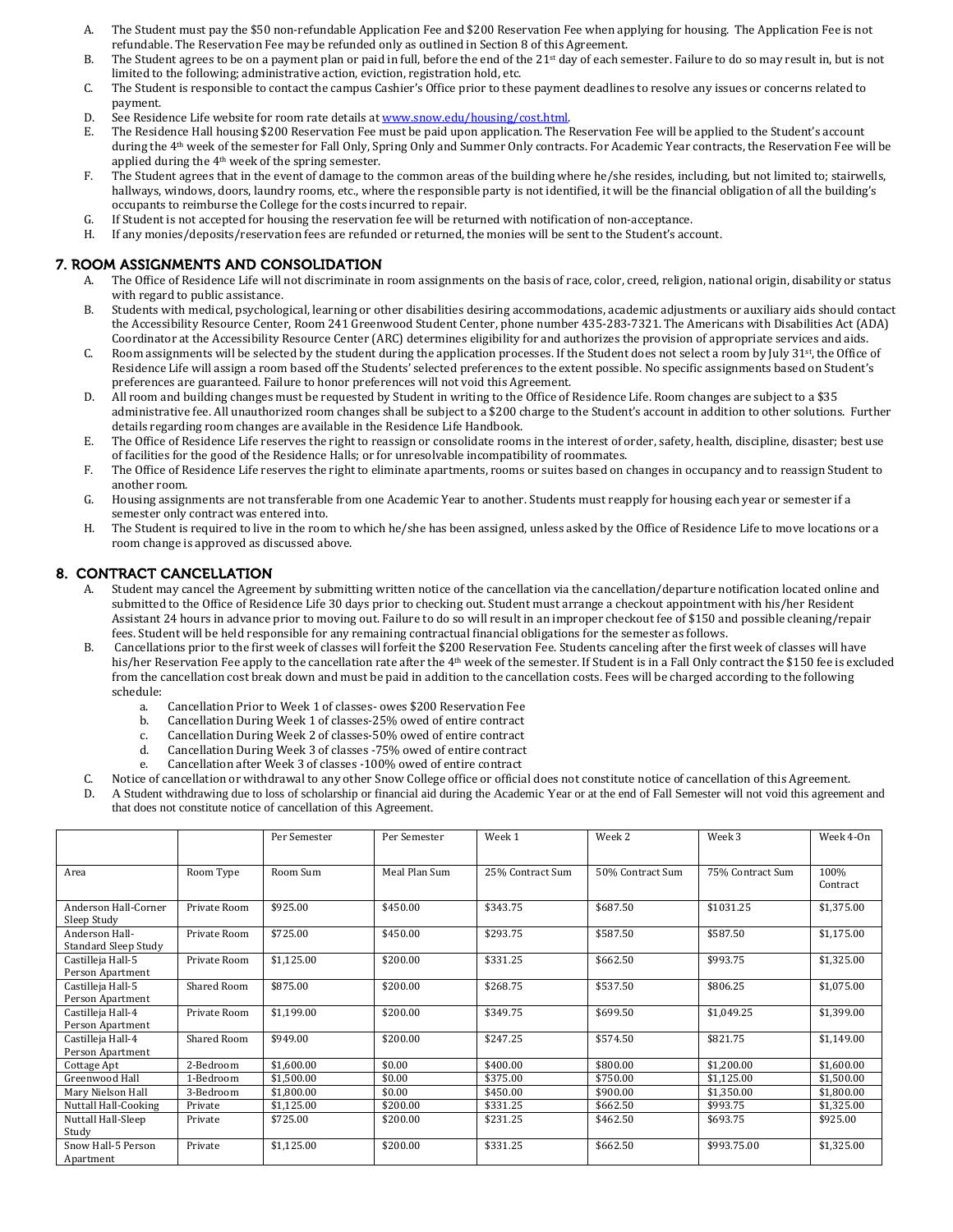A. The Student must pay the $50 non-refundable Application Fee and $200 Reservation Fee when applying for housing. The Application Fee is not refundable. The Reservation Fee may be refunded only as outlined in Section 8 of this Agreement.
B. The Student agrees to be on a payment plan or paid in full, before the end of the 21st day of each semester. Failure to do so may result in, but is not limited to the following; administrative action, eviction, registration hold, etc.
C. The Student is responsible to contact the campus Cashier's Office prior to these payment deadlines to resolve any issues or concerns related to payment.
D. See Residence Life website for room rate details at www.snow.edu/housing/cost.html.
E. The Residence Hall housing $200 Reservation Fee must be paid upon application. The Reservation Fee will be applied to the Student's account during the 4th week of the semester for Fall Only, Spring Only and Summer Only contracts. For Academic Year contracts, the Reservation Fee will be applied during the 4th week of the spring semester.
F. The Student agrees that in the event of damage to the common areas of the building where he/she resides, including, but not limited to; stairwells, hallways, windows, doors, laundry rooms, etc., where the responsible party is not identified, it will be the financial obligation of all the building's occupants to reimburse the College for the costs incurred to repair.
G. If Student is not accepted for housing the reservation fee will be returned with notification of non-acceptance.
H. If any monies/deposits/reservation fees are refunded or returned, the monies will be sent to the Student's account.

## 7. ROOM ASSIGNMENTS AND CONSOLIDATION

A. The Office of Residence Life will not discriminate in room assignments on the basis of race, color, creed, religion, national origin, disability or status with regard to public assistance.
B. Students with medical, psychological, learning or other disabilities desiring accommodations, academic adjustments or auxiliary aids should contact the Accessibility Resource Center, Room 241 Greenwood Student Center, phone number 435-283-7321. The Americans with Disabilities Act (ADA) Coordinator at the Accessibility Resource Center (ARC) determines eligibility for and authorizes the provision of appropriate services and aids.
C. Room assignments will be selected by the student during the application processes. If the Student does not select a room by July 31st, the Office of Residence Life will assign a room based off the Students' selected preferences to the extent possible. No specific assignments based on Student's preferences are guaranteed. Failure to honor preferences will not void this Agreement.
D. All room and building changes must be requested by Student in writing to the Office of Residence Life. Room changes are subject to a $35 administrative fee. All unauthorized room changes shall be subject to a $200 charge to the Student's account in addition to other solutions. Further details regarding room changes are available in the Residence Life Handbook.
E. The Office of Residence Life reserves the right to reassign or consolidate rooms in the interest of order, safety, health, discipline, disaster; best use of facilities for the good of the Residence Halls; or for unresolvable incompatibility of roommates.
F. The Office of Residence Life reserves the right to eliminate apartments, rooms or suites based on changes in occupancy and to reassign Student to another room.
G. Housing assignments are not transferable from one Academic Year to another. Students must reapply for housing each year or semester if a semester only contract was entered into.
H. The Student is required to live in the room to which he/she has been assigned, unless asked by the Office of Residence Life to move locations or a room change is approved as discussed above.

## 8. CONTRACT CANCELLATION

A. Student may cancel the Agreement by submitting written notice of the cancellation via the cancellation/departure notification located online and submitted to the Office of Residence Life 30 days prior to checking out. Student must arrange a checkout appointment with his/her Resident Assistant 24 hours in advance prior to moving out. Failure to do so will result in an improper checkout fee of $150 and possible cleaning/repair fees. Student will be held responsible for any remaining contractual financial obligations for the semester as follows.
B. Cancellations prior to the first week of classes will forfeit the $200 Reservation Fee. Students canceling after the first week of classes will have his/her Reservation Fee apply to the cancellation rate after the 4th week of the semester. If Student is in a Fall Only contract the $150 fee is excluded from the cancellation cost break down and must be paid in addition to the cancellation costs. Fees will be charged according to the following schedule:
   a. Cancellation Prior to Week 1 of classes- owes $200 Reservation Fee
   b. Cancellation During Week 1 of classes-25% owed of entire contract
   c. Cancellation During Week 2 of classes-50% owed of entire contract
   d. Cancellation During Week 3 of classes -75% owed of entire contract
   e. Cancellation after Week 3 of classes -100% owed of entire contract
C. Notice of cancellation or withdrawal to any other Snow College office or official does not constitute notice of cancellation of this Agreement.
D. A Student withdrawing due to loss of scholarship or financial aid during the Academic Year or at the end of Fall Semester will not void this agreement and that does not constitute notice of cancellation of this Agreement.

| | | Per Semester | Per Semester | Week 1 | Week 2 | Week 3 | Week 4-On |
|---|---|---|---|---|---|---|---|
| Area | Room Type | Room Sum | Meal Plan Sum | 25% Contract Sum | 50% Contract Sum | 75% Contract Sum | 100% Contract |
| Anderson Hall-Corner Sleep Study | Private Room | $925.00 | $450.00 | $343.75 | $687.50 | $1031.25 | $1,375.00 |
| Anderson Hall-Standard Sleep Study | Private Room | $725.00 | $450.00 | $293.75 | $587.50 | $587.50 | $1,175.00 |
| Castilleja Hall-5 Person Apartment | Private Room | $1,125.00 | $200.00 | $331.25 | $662.50 | $993.75 | $1,325.00 |
| Castilleja Hall-5 Person Apartment | Shared Room | $875.00 | $200.00 | $268.75 | $537.50 | $806.25 | $1,075.00 |
| Castilleja Hall-4 Person Apartment | Private Room | $1,199.00 | $200.00 | $349.75 | $699.50 | $1,049.25 | $1,399.00 |
| Castilleja Hall-4 Person Apartment | Shared Room | $949.00 | $200.00 | $247.25 | $574.50 | $821.75 | $1,149.00 |
| Cottage Apt | 2-Bedroom | $1,600.00 | $0.00 | $400.00 | $800.00 | $1,200.00 | $1,600.00 |
| Greenwood Hall | 1-Bedroom | $1,500.00 | $0.00 | $375.00 | $750.00 | $1,125.00 | $1,500.00 |
| Mary Nielson Hall | 3-Bedroom | $1,800.00 | $0.00 | $450.00 | $900.00 | $1,350.00 | $1,800.00 |
| Nuttall Hall-Cooking | Private | $1,125.00 | $200.00 | $331.25 | $662.50 | $993.75 | $1,325.00 |
| Nuttall Hall-Sleep Study | Private | $725.00 | $200.00 | $231.25 | $462.50 | $693.75 | $925.00 |
| Snow Hall-5 Person Apartment | Private | $1,125.00 | $200.00 | $331.25 | $662.50 | $993.75.00 | $1,325.00 |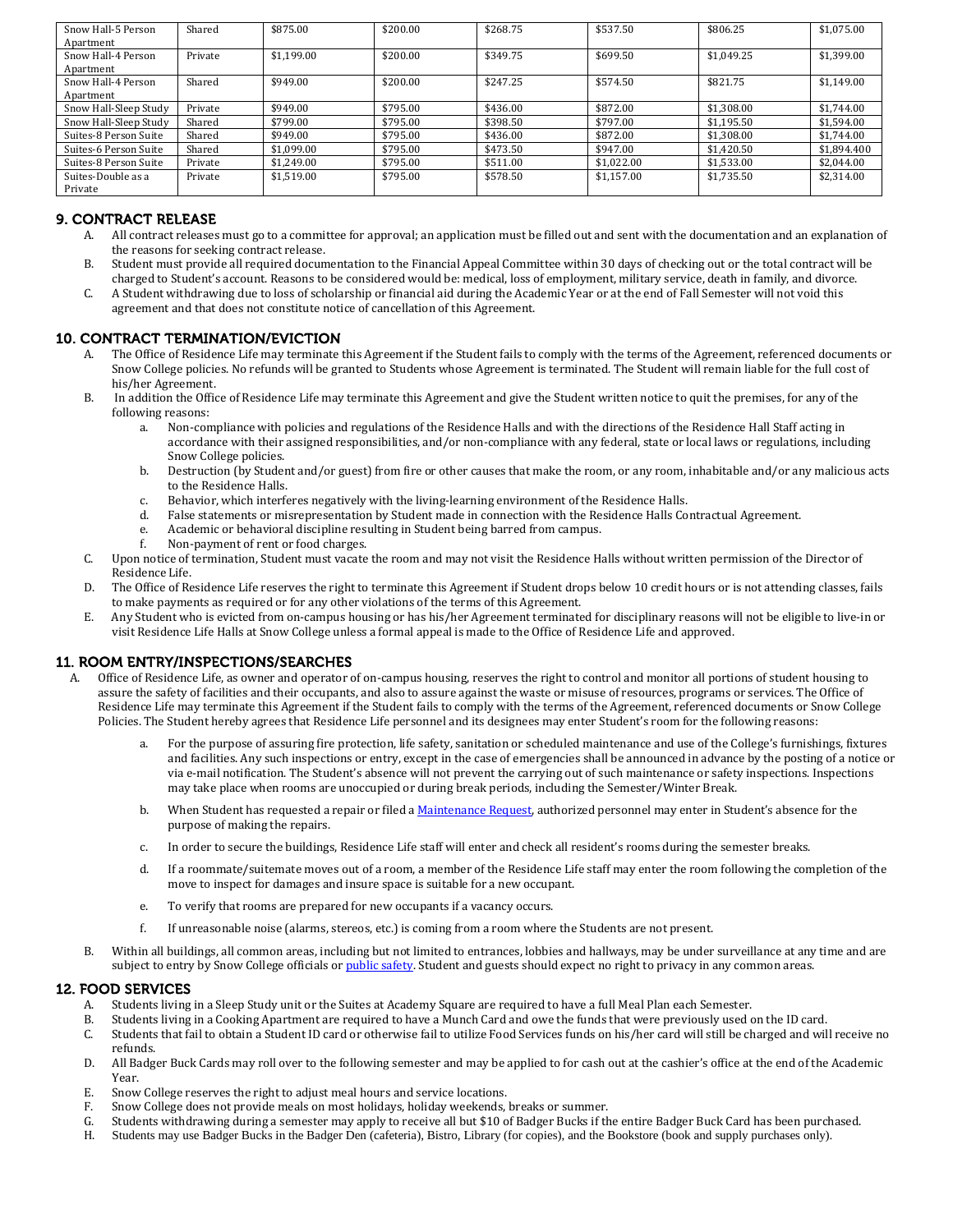| Snow Hall-5 Person Apartment | Shared | $875.00 | $200.00 | $268.75 | $537.50 | $806.25 | $1,075.00 |
|---|---|---|---|---|---|---|---|
| Snow Hall-4 Person Apartment | Private | $1,199.00 | $200.00 | $349.75 | $699.50 | $1,049.25 | $1,399.00 |
| Snow Hall-4 Person Apartment | Shared | $949.00 | $200.00 | $247.25 | $574.50 | $821.75 | $1,149.00 |
| Snow Hall-Sleep Study | Private | $949.00 | $795.00 | $436.00 | $872.00 | $1,308.00 | $1,744.00 |
| Snow Hall-Sleep Study | Shared | $799.00 | $795.00 | $398.50 | $797.00 | $1,195.50 | $1,594.00 |
| Suites-8 Person Suite | Shared | $949.00 | $795.00 | $436.00 | $872.00 | $1,308.00 | $1,744.00 |
| Suites-6 Person Suite | Shared | $1,099.00 | $795.00 | $473.50 | $947.00 | $1,420.50 | $1,894.400 |
| Suites-8 Person Suite | Private | $1,249.00 | $795.00 | $511.00 | $1,022.00 | $1,533.00 | $2,044.00 |
| Suites-Double as a Private | Private | $1,519.00 | $795.00 | $578.50 | $1,157.00 | $1,735.50 | $2,314.00 |

## 9. CONTRACT RELEASE

A. All contract releases must go to a committee for approval; an application must be filled out and sent with the documentation and an explanation of the reasons for seeking contract release.

B. Student must provide all required documentation to the Financial Appeal Committee within 30 days of checking out or the total contract will be charged to Student's account. Reasons to be considered would be: medical, loss of employment, military service, death in family, and divorce.

C. A Student withdrawing due to loss of scholarship or financial aid during the Academic Year or at the end of Fall Semester will not void this agreement and that does not constitute notice of cancellation of this Agreement.

## 10. CONTRACT TERMINATION/EVICTION

A. The Office of Residence Life may terminate this Agreement if the Student fails to comply with the terms of the Agreement, referenced documents or Snow College policies. No refunds will be granted to Students whose Agreement is terminated. The Student will remain liable for the full cost of his/her Agreement.

B. In addition the Office of Residence Life may terminate this Agreement and give the Student written notice to quit the premises, for any of the following reasons:

   a. Non-compliance with policies and regulations of the Residence Halls and with the directions of the Residence Hall Staff acting in accordance with their assigned responsibilities, and/or non-compliance with any federal, state or local laws or regulations, including Snow College policies.
   b. Destruction (by Student and/or guest) from fire or other causes that make the room, or any room, inhabitable and/or any malicious acts to the Residence Halls.
   c. Behavior, which interferes negatively with the living-learning environment of the Residence Halls.
   d. False statements or misrepresentation by Student made in connection with the Residence Halls Contractual Agreement.
   e. Academic or behavioral discipline resulting in Student being barred from campus.
   f. Non-payment of rent or food charges.

C. Upon notice of termination, Student must vacate the room and may not visit the Residence Halls without written permission of the Director of Residence Life.

D. The Office of Residence Life reserves the right to terminate this Agreement if Student drops below 10 credit hours or is not attending classes, fails to make payments as required or for any other violations of the terms of this Agreement.

E. Any Student who is evicted from on-campus housing or has his/her Agreement terminated for disciplinary reasons will not be eligible to live-in or visit Residence Life Halls at Snow College unless a formal appeal is made to the Office of Residence Life and approved.

## 11. ROOM ENTRY/INSPECTIONS/SEARCHES

A. Office of Residence Life, as owner and operator of on-campus housing, reserves the right to control and monitor all portions of student housing to assure the safety of facilities and their occupants, and also to assure against the waste or misuse of resources, programs or services. The Office of Residence Life may terminate this Agreement if the Student fails to comply with the terms of the Agreement, referenced documents or Snow College Policies. The Student hereby agrees that Residence Life personnel and its designees may enter Student's room for the following reasons:

   a. For the purpose of assuring fire protection, life safety, sanitation or scheduled maintenance and use of the College's furnishings, fixtures and facilities. Any such inspections or entry, except in the case of emergencies shall be announced in advance by the posting of a notice or via e-mail notification. The Student's absence will not prevent the carrying out of such maintenance or safety inspections. Inspections may take place when rooms are unoccupied or during break periods, including the Semester/Winter Break.

   b. When Student has requested a repair or filed a Maintenance Request, authorized personnel may enter in Student's absence for the purpose of making the repairs.

   c. In order to secure the buildings, Residence Life staff will enter and check all resident's rooms during the semester breaks.

   d. If a roommate/suitemate moves out of a room, a member of the Residence Life staff may enter the room following the completion of the move to inspect for damages and insure space is suitable for a new occupant.

   e. To verify that rooms are prepared for new occupants if a vacancy occurs.

   f. If unreasonable noise (alarms, stereos, etc.) is coming from a room where the Students are not present.

B. Within all buildings, all common areas, including but not limited to entrances, lobbies and hallways, may be under surveillance at any time and are subject to entry by Snow College officials or public safety. Student and guests should expect no right to privacy in any common areas.

## 12. FOOD SERVICES

A. Students living in a Sleep Study unit or the Suites at Academy Square are required to have a full Meal Plan each Semester.
B. Students living in a Cooking Apartment are required to have a Munch Card and owe the funds that were previously used on the ID card.
C. Students that fail to obtain a Student ID card or otherwise fail to utilize Food Services funds on his/her card will still be charged and will receive no refunds.
D. All Badger Buck Cards may roll over to the following semester and may be applied to for cash out at the cashier's office at the end of the Academic Year.
E. Snow College reserves the right to adjust meal hours and service locations.
F. Snow College does not provide meals on most holidays, holiday weekends, breaks or summer.
G. Students withdrawing during a semester may apply to receive all but $10 of Badger Bucks if the entire Badger Buck Card has been purchased.
H. Students may use Badger Bucks in the Badger Den (cafeteria), Bistro, Library (for copies), and the Bookstore (book and supply purchases only).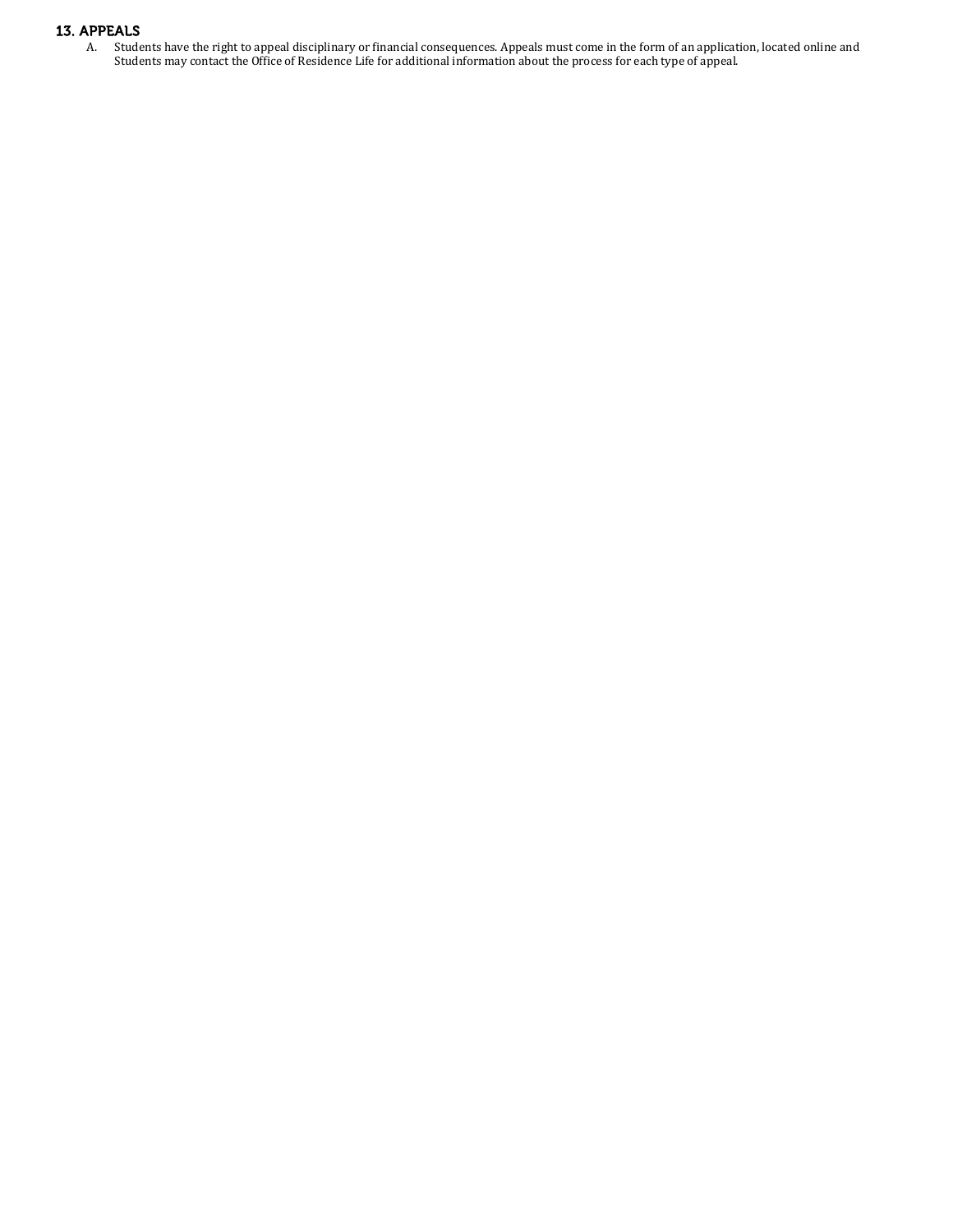## 13. APPEALS

A. Students have the right to appeal disciplinary or financial consequences. Appeals must come in the form of an application, located online and Students may contact the Office of Residence Life for additional information about the process for each type of appeal.